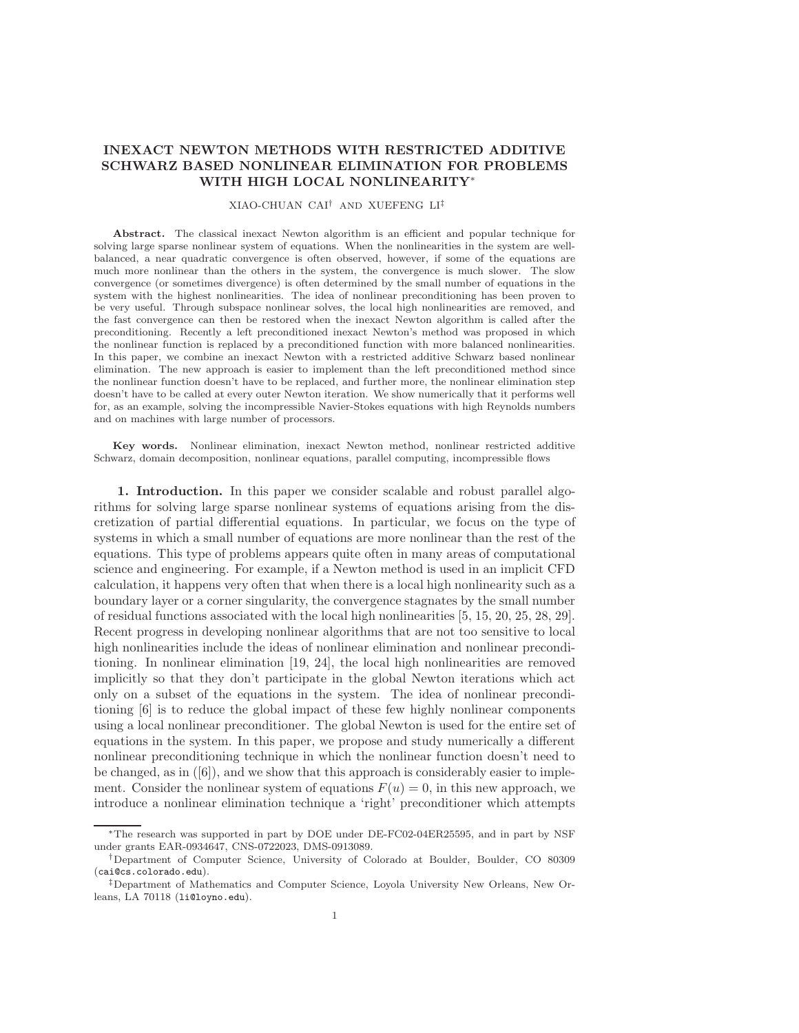# INEXACT NEWTON METHODS WITH RESTRICTED ADDITIVE SCHWARZ BASED NONLINEAR ELIMINATION FOR PROBLEMS WITH HIGH LOCAL NONLINEARITY*

XIAO-CHUAN CAI† AND XUEFENG LI‡

**Abstract.** The classical inexact Newton algorithm is an efficient and popular technique for solving large sparse nonlinear system of equations. When the nonlinearities in the system are well-balanced, a near quadratic convergence is often observed, however, if some of the equations are much more nonlinear than the others in the system, the convergence is much slower. The slow convergence (or sometimes divergence) is often determined by the small number of equations in the system with the highest nonlinearities. The idea of nonlinear preconditioning has been proven to be very useful. Through subspace nonlinear solves, the local high nonlinearities are removed, and the fast convergence can then be restored when the inexact Newton algorithm is called after the preconditioning. Recently a left preconditioned inexact Newton's method was proposed in which the nonlinear function is replaced by a preconditioned function with more balanced nonlinearities. In this paper, we combine an inexact Newton with a restricted additive Schwarz based nonlinear elimination. The new approach is easier to implement than the left preconditioned method since the nonlinear function doesn't have to be replaced, and further more, the nonlinear elimination step doesn't have to be called at every outer Newton iteration. We show numerically that it performs well for, as an example, solving the incompressible Navier-Stokes equations with high Reynolds numbers and on machines with large number of processors.

**Key words.** Nonlinear elimination, inexact Newton method, nonlinear restricted additive Schwarz, domain decomposition, nonlinear equations, parallel computing, incompressible flows

## 1. Introduction.

In this paper we consider scalable and robust parallel algorithms for solving large sparse nonlinear systems of equations arising from the discretization of partial differential equations. In particular, we focus on the type of systems in which a small number of equations are more nonlinear than the rest of the equations. This type of problems appears quite often in many areas of computational science and engineering. For example, if a Newton method is used in an implicit CFD calculation, it happens very often that when there is a local high nonlinearity such as a boundary layer or a corner singularity, the convergence stagnates by the small number of residual functions associated with the local high nonlinearities [5, 15, 20, 25, 28, 29]. Recent progress in developing nonlinear algorithms that are not too sensitive to local high nonlinearities include the ideas of nonlinear elimination and nonlinear preconditioning. In nonlinear elimination [19, 24], the local high nonlinearities are removed implicitly so that they don't participate in the global Newton iterations which act only on a subset of the equations in the system. The idea of nonlinear preconditioning [6] is to reduce the global impact of these few highly nonlinear components using a local nonlinear preconditioner. The global Newton is used for the entire set of equations in the system. In this paper, we propose and study numerically a different nonlinear preconditioning technique in which the nonlinear function doesn't need to be changed, as in ([6]), and we show that this approach is considerably easier to implement. Consider the nonlinear system of equations $F(u) = 0$, in this new approach, we introduce a nonlinear elimination technique a 'right' preconditioner which attempts

*The research was supported in part by DOE under DE-FC02-04ER25595, and in part by NSF under grants EAR-0934647, CNS-0722023, DMS-0913089.

†Department of Computer Science, University of Colorado at Boulder, Boulder, CO 80309 (cai@cs.colorado.edu).

‡Department of Mathematics and Computer Science, Loyola University New Orleans, New Orleans, LA 70118 (li@loyno.edu).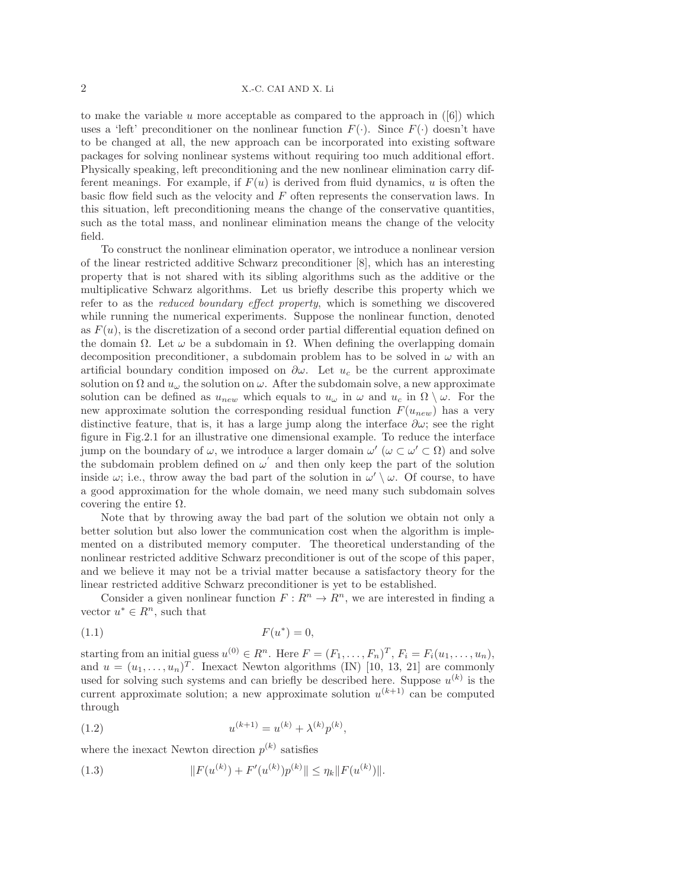to make the variable $u$ more acceptable as compared to the approach in ([6]) which uses a 'left' preconditioner on the nonlinear function $F(\cdot)$. Since $F(\cdot)$ doesn't have to be changed at all, the new approach can be incorporated into existing software packages for solving nonlinear systems without requiring too much additional effort. Physically speaking, left preconditioning and the new nonlinear elimination carry different meanings. For example, if $F(u)$ is derived from fluid dynamics, $u$ is often the basic flow field such as the velocity and $F$ often represents the conservation laws. In this situation, left preconditioning means the change of the conservative quantities, such as the total mass, and nonlinear elimination means the change of the velocity field.

To construct the nonlinear elimination operator, we introduce a nonlinear version of the linear restricted additive Schwarz preconditioner [8], which has an interesting property that is not shared with its sibling algorithms such as the additive or the multiplicative Schwarz algorithms. Let us briefly describe this property which we refer to as the *reduced boundary effect property*, which is something we discovered while running the numerical experiments. Suppose the nonlinear function, denoted as $F(u)$, is the discretization of a second order partial differential equation defined on the domain $\Omega$. Let $\omega$ be a subdomain in $\Omega$. When defining the overlapping domain decomposition preconditioner, a subdomain problem has to be solved in $\omega$ with an artificial boundary condition imposed on $\partial\omega$. Let $u_c$ be the current approximate solution on $\Omega$ and $u_\omega$ the solution on $\omega$. After the subdomain solve, a new approximate solution can be defined as $u_{new}$ which equals to $u_\omega$ in $\omega$ and $u_c$ in $\Omega \setminus \omega$. For the new approximate solution the corresponding residual function $F(u_{new})$ has a very distinctive feature, that is, it has a large jump along the interface $\partial\omega$; see the right figure in Fig.2.1 for an illustrative one dimensional example. To reduce the interface jump on the boundary of $\omega$, we introduce a larger domain $\omega'$ ($\omega \subset \omega' \subset \Omega$) and solve the subdomain problem defined on $\omega'$ and then only keep the part of the solution inside $\omega$; i.e., throw away the bad part of the solution in $\omega' \setminus \omega$. Of course, to have a good approximation for the whole domain, we need many such subdomain solves covering the entire $\Omega$.

Note that by throwing away the bad part of the solution we obtain not only a better solution but also lower the communication cost when the algorithm is implemented on a distributed memory computer. The theoretical understanding of the nonlinear restricted additive Schwarz preconditioner is out of the scope of this paper, and we believe it may not be a trivial matter because a satisfactory theory for the linear restricted additive Schwarz preconditioner is yet to be established.

Consider a given nonlinear function $F : R^n \to R^n$, we are interested in finding a vector $u^* \in R^n$, such that

$$F(u^*) = 0, \tag{1.1}$$

starting from an initial guess $u^{(0)} \in R^n$. Here $F = (F_1, \ldots, F_n)^T$, $F_i = F_i(u_1, \ldots, u_n)$, and $u = (u_1, \ldots, u_n)^T$. Inexact Newton algorithms (IN) [10, 13, 21] are commonly used for solving such systems and can briefly be described here. Suppose $u^{(k)}$ is the current approximate solution; a new approximate solution $u^{(k+1)}$ can be computed through

$$u^{(k+1)} = u^{(k)} + \lambda^{(k)} p^{(k)}, \tag{1.2}$$

where the inexact Newton direction $p^{(k)}$ satisfies

$$\|F(u^{(k)}) + F'(u^{(k)}) p^{(k)}\| \le \eta_k \|F(u^{(k)})\|. \tag{1.3}$$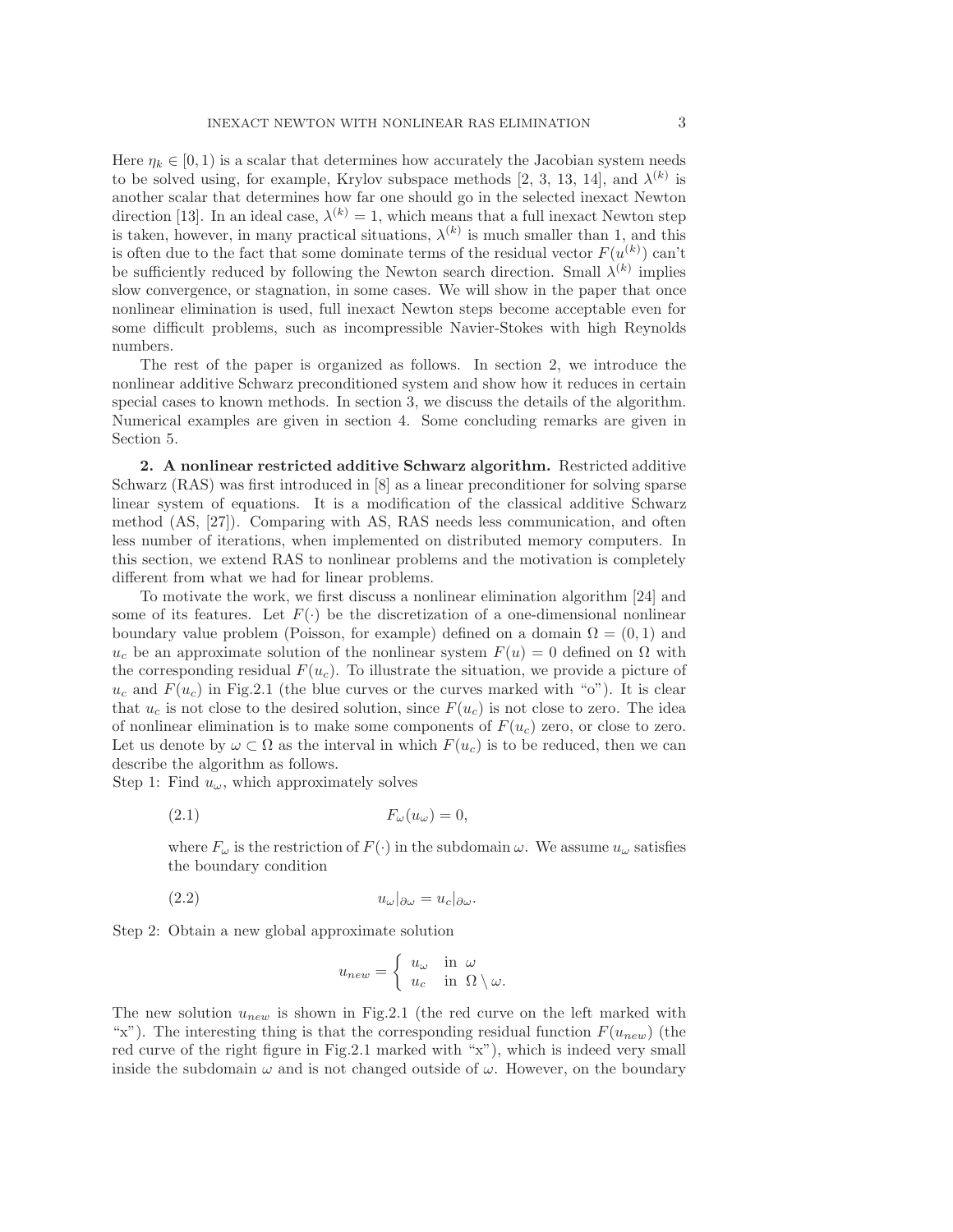Here $\eta_k \in [0, 1)$ is a scalar that determines how accurately the Jacobian system needs to be solved using, for example, Krylov subspace methods [2, 3, 13, 14], and $\lambda^{(k)}$ is another scalar that determines how far one should go in the selected inexact Newton direction [13]. In an ideal case, $\lambda^{(k)} = 1$, which means that a full inexact Newton step is taken, however, in many practical situations, $\lambda^{(k)}$ is much smaller than 1, and this is often due to the fact that some dominate terms of the residual vector $F(u^{(k)})$ can't be sufficiently reduced by following the Newton search direction. Small $\lambda^{(k)}$ implies slow convergence, or stagnation, in some cases. We will show in the paper that once nonlinear elimination is used, full inexact Newton steps become acceptable even for some difficult problems, such as incompressible Navier-Stokes with high Reynolds numbers.

The rest of the paper is organized as follows. In section 2, we introduce the nonlinear additive Schwarz preconditioned system and show how it reduces in certain special cases to known methods. In section 3, we discuss the details of the algorithm. Numerical examples are given in section 4. Some concluding remarks are given in Section 5.

## 2. A nonlinear restricted additive Schwarz algorithm.

Restricted additive Schwarz (RAS) was first introduced in [8] as a linear preconditioner for solving sparse linear system of equations. It is a modification of the classical additive Schwarz method (AS, [27]). Comparing with AS, RAS needs less communication, and often less number of iterations, when implemented on distributed memory computers. In this section, we extend RAS to nonlinear problems and the motivation is completely different from what we had for linear problems.

To motivate the work, we first discuss a nonlinear elimination algorithm [24] and some of its features. Let $F(\cdot)$ be the discretization of a one-dimensional nonlinear boundary value problem (Poisson, for example) defined on a domain $\Omega = (0, 1)$ and $u_c$ be an approximate solution of the nonlinear system $F(u) = 0$ defined on $\Omega$ with the corresponding residual $F(u_c)$. To illustrate the situation, we provide a picture of $u_c$ and $F(u_c)$ in Fig.2.1 (the blue curves or the curves marked with "o"). It is clear that $u_c$ is not close to the desired solution, since $F(u_c)$ is not close to zero. The idea of nonlinear elimination is to make some components of $F(u_c)$ zero, or close to zero. Let us denote by $\omega \subset \Omega$ as the interval in which $F(u_c)$ is to be reduced, then we can describe the algorithm as follows.

Step 1: Find $u_\omega$, which approximately solves

$$F_\omega(u_\omega) = 0, \tag{2.1}$$

where $F_\omega$ is the restriction of $F(\cdot)$ in the subdomain $\omega$. We assume $u_\omega$ satisfies the boundary condition

$$u_\omega|_{\partial\omega} = u_c|_{\partial\omega}. \tag{2.2}$$

Step 2: Obtain a new global approximate solution

$$u_{new} = \begin{cases} u_\omega & \text{in } \omega \\ u_c & \text{in } \Omega \setminus \omega. \end{cases}$$

The new solution $u_{new}$ is shown in Fig.2.1 (the red curve on the left marked with "x"). The interesting thing is that the corresponding residual function $F(u_{new})$ (the red curve of the right figure in Fig.2.1 marked with "x"), which is indeed very small inside the subdomain $\omega$ and is not changed outside of $\omega$. However, on the boundary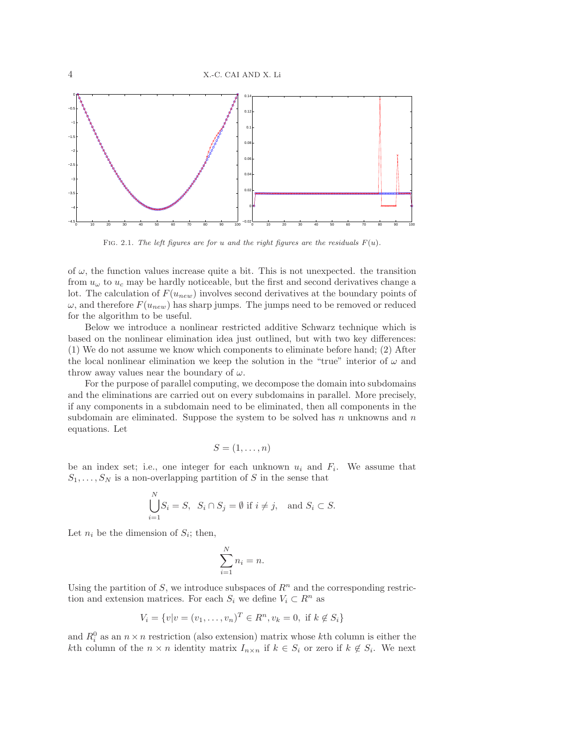FIG. 2.1. *The left figures are for $u$ and the right figures are the residuals $F(u)$.*

of $\omega$, the function values increase quite a bit. This is not unexpected. the transition from $u_\omega$ to $u_c$ may be hardly noticeable, but the first and second derivatives change a lot. The calculation of $F(u_{new})$ involves second derivatives at the boundary points of $\omega$, and therefore $F(u_{new})$ has sharp jumps. The jumps need to be removed or reduced for the algorithm to be useful.

Below we introduce a nonlinear restricted additive Schwarz technique which is based on the nonlinear elimination idea just outlined, but with two key differences: (1) We do not assume we know which components to eliminate before hand; (2) After the local nonlinear elimination we keep the solution in the "true" interior of $\omega$ and throw away values near the boundary of $\omega$.

For the purpose of parallel computing, we decompose the domain into subdomains and the eliminations are carried out on every subdomains in parallel. More precisely, if any components in a subdomain need to be eliminated, then all components in the subdomain are eliminated. Suppose the system to be solved has $n$ unknowns and $n$ equations. Let

$$S = (1, \ldots, n)$$

be an index set; i.e., one integer for each unknown $u_i$ and $F_i$. We assume that $S_1, \ldots, S_N$ is a non-overlapping partition of $S$ in the sense that

$$\bigcup_{i=1}^{N} S_i = S, \quad S_i \cap S_j = \emptyset \text{ if } i \neq j, \quad \text{and } S_i \subset S.$$

Let $n_i$ be the dimension of $S_i$; then,

$$\sum_{i=1}^{N} n_i = n.$$

Using the partition of $S$, we introduce subspaces of $R^n$ and the corresponding restriction and extension matrices. For each $S_i$ we define $V_i \subset R^n$ as

$$V_i = \{v | v = (v_1, \ldots, v_n)^T \in R^n, v_k = 0, \text{ if } k \notin S_i\}$$

and $R_i^0$ as an $n \times n$ restriction (also extension) matrix whose $k$th column is either the $k$th column of the $n \times n$ identity matrix $I_{n \times n}$ if $k \in S_i$ or zero if $k \notin S_i$. We next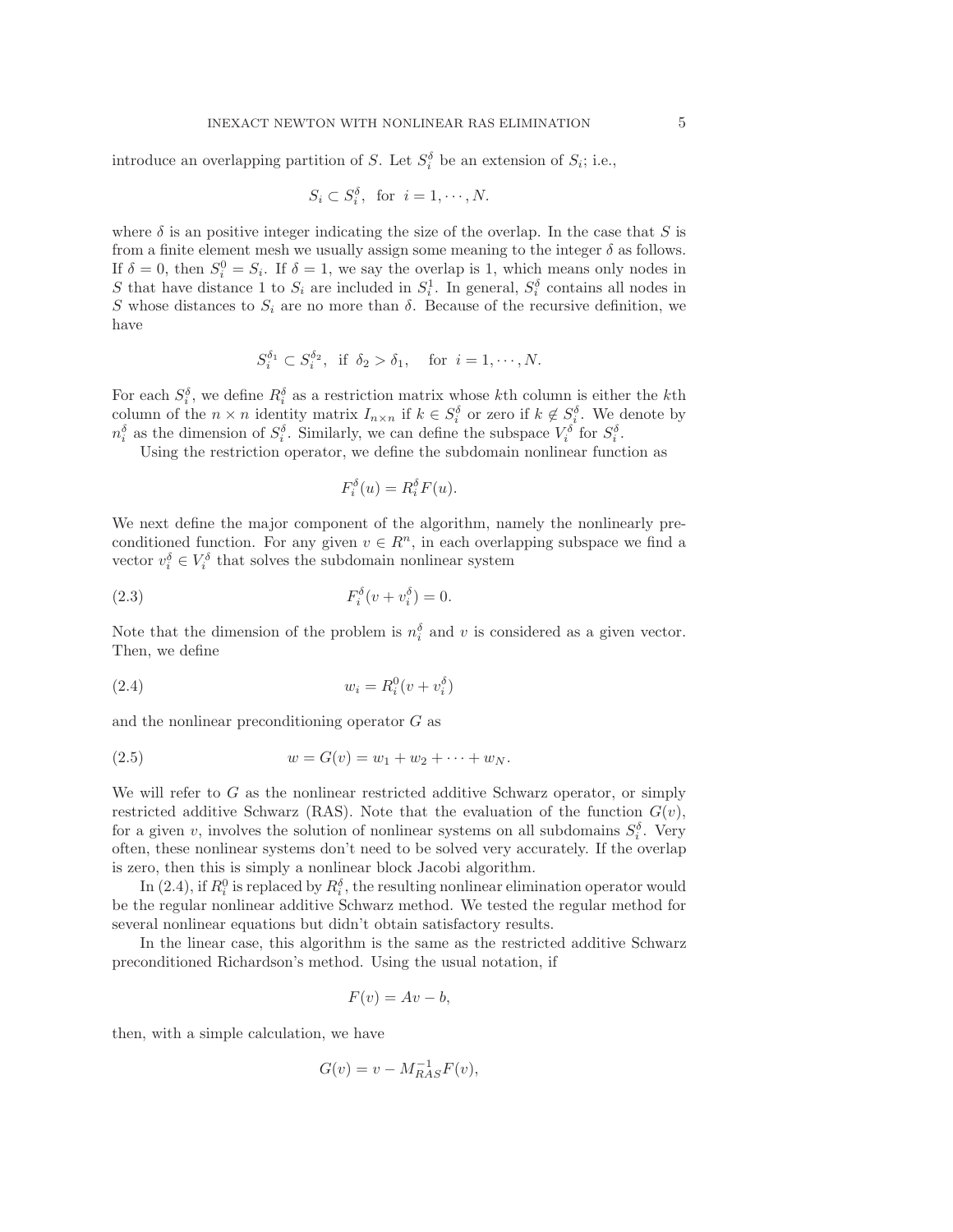introduce an overlapping partition of $S$. Let $S_i^\delta$ be an extension of $S_i$; i.e.,

$$S_i \subset S_i^\delta, \quad \text{for} \;\; i = 1, \cdots, N.$$

where $\delta$ is an positive integer indicating the size of the overlap. In the case that $S$ is from a finite element mesh we usually assign some meaning to the integer $\delta$ as follows. If $\delta = 0$, then $S_i^0 = S_i$. If $\delta = 1$, we say the overlap is 1, which means only nodes in $S$ that have distance 1 to $S_i$ are included in $S_i^1$. In general, $S_i^\delta$ contains all nodes in $S$ whose distances to $S_i$ are no more than $\delta$. Because of the recursive definition, we have

$$S_i^{\delta_1} \subset S_i^{\delta_2}, \;\; \text{if} \;\; \delta_2 > \delta_1, \quad \text{for} \;\; i = 1, \cdots, N.$$

For each $S_i^\delta$, we define $R_i^\delta$ as a restriction matrix whose $k$th column is either the $k$th column of the $n \times n$ identity matrix $I_{n\times n}$ if $k \in S_i^\delta$ or zero if $k \notin S_i^\delta$. We denote by $n_i^\delta$ as the dimension of $S_i^\delta$. Similarly, we can define the subspace $V_i^\delta$ for $S_i^\delta$.

Using the restriction operator, we define the subdomain nonlinear function as

$$F_i^\delta(u) = R_i^\delta F(u).$$

We next define the major component of the algorithm, namely the nonlinearly preconditioned function. For any given $v \in R^n$, in each overlapping subspace we find a vector $v_i^\delta \in V_i^\delta$ that solves the subdomain nonlinear system

$$F_i^\delta(v + v_i^\delta) = 0. \tag{2.3}$$

Note that the dimension of the problem is $n_i^\delta$ and $v$ is considered as a given vector. Then, we define

$$w_i = R_i^0(v + v_i^\delta) \tag{2.4}$$

and the nonlinear preconditioning operator $G$ as

$$w = G(v) = w_1 + w_2 + \cdots + w_N. \tag{2.5}$$

We will refer to $G$ as the nonlinear restricted additive Schwarz operator, or simply restricted additive Schwarz (RAS). Note that the evaluation of the function $G(v)$, for a given $v$, involves the solution of nonlinear systems on all subdomains $S_i^\delta$. Very often, these nonlinear systems don't need to be solved very accurately. If the overlap is zero, then this is simply a nonlinear block Jacobi algorithm.

In (2.4), if $R_i^0$ is replaced by $R_i^\delta$, the resulting nonlinear elimination operator would be the regular nonlinear additive Schwarz method. We tested the regular method for several nonlinear equations but didn't obtain satisfactory results.

In the linear case, this algorithm is the same as the restricted additive Schwarz preconditioned Richardson's method. Using the usual notation, if

$$F(v) = Av - b,$$

then, with a simple calculation, we have

$$G(v) = v - M_{RAS}^{-1} F(v),$$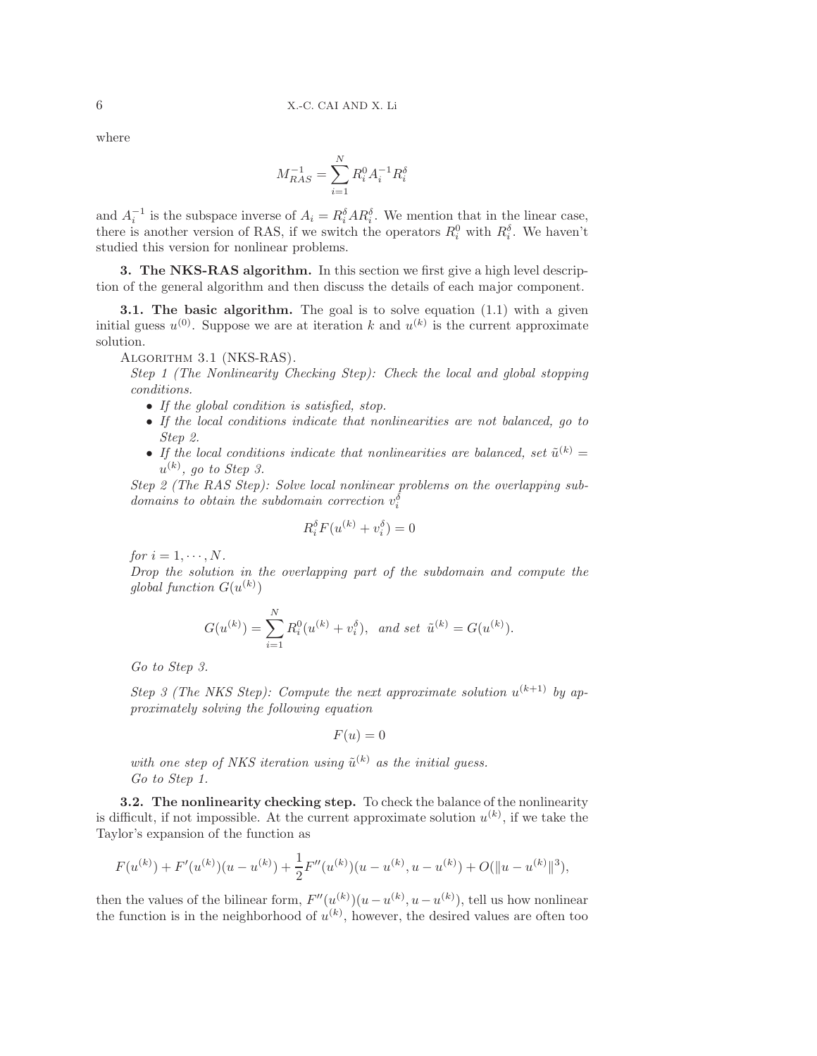where

$$M_{RAS}^{-1} = \sum_{i=1}^{N} R_i^0 A_i^{-1} R_i^\delta$$

and $A_i^{-1}$ is the subspace inverse of $A_i = R_i^\delta A R_i^\delta$. We mention that in the linear case, there is another version of RAS, if we switch the operators $R_i^0$ with $R_i^\delta$. We haven't studied this version for nonlinear problems.

## 3. The NKS-RAS algorithm.

In this section we first give a high level description of the general algorithm and then discuss the details of each major component.

### 3.1. The basic algorithm.

The goal is to solve equation (1.1) with a given initial guess $u^{(0)}$. Suppose we are at iteration $k$ and $u^{(k)}$ is the current approximate solution.

ALGORITHM 3.1 (NKS-RAS).

*Step 1 (The Nonlinearity Checking Step): Check the local and global stopping conditions.*

- *If the global condition is satisfied, stop.*
- *If the local conditions indicate that nonlinearities are not balanced, go to Step 2.*
- *If the local conditions indicate that nonlinearities are balanced, set $\tilde{u}^{(k)} = u^{(k)}$, go to Step 3.*

*Step 2 (The RAS Step): Solve local nonlinear problems on the overlapping subdomains to obtain the subdomain correction $v_i^\delta$*

$$R_i^\delta F(u^{(k)} + v_i^\delta) = 0$$

*for $i = 1, \cdots, N$.*

*Drop the solution in the overlapping part of the subdomain and compute the global function $G(u^{(k)})$*

$$G(u^{(k)}) = \sum_{i=1}^{N} R_i^0 (u^{(k)} + v_i^\delta), \ \ \text{and set} \ \ \tilde{u}^{(k)} = G(u^{(k)}).$$

*Go to Step 3.*

*Step 3 (The NKS Step): Compute the next approximate solution $u^{(k+1)}$ by approximately solving the following equation*

$$F(u) = 0$$

*with one step of NKS iteration using $\tilde{u}^{(k)}$ as the initial guess.*
*Go to Step 1.*

### 3.2. The nonlinearity checking step.

To check the balance of the nonlinearity is difficult, if not impossible. At the current approximate solution $u^{(k)}$, if we take the Taylor's expansion of the function as

$$F(u^{(k)}) + F'(u^{(k)})(u - u^{(k)}) + \frac{1}{2} F''(u^{(k)})(u - u^{(k)}, u - u^{(k)}) + O(\|u - u^{(k)}\|^3),$$

then the values of the bilinear form, $F''(u^{(k)})(u - u^{(k)}, u - u^{(k)})$, tell us how nonlinear the function is in the neighborhood of $u^{(k)}$, however, the desired values are often too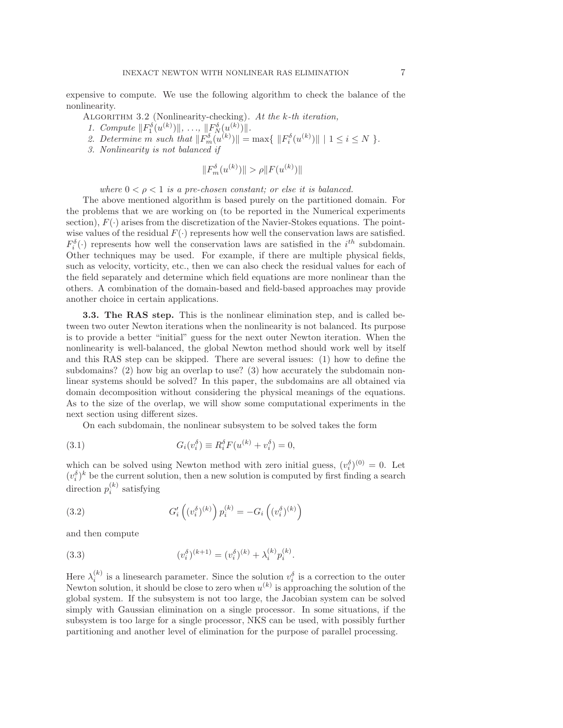expensive to compute. We use the following algorithm to check the balance of the nonlinearity.

Algorithm 3.2 (Nonlinearity-checking). *At the k-th iteration,*

1. *Compute* $\|F_1^\delta(u^{(k)})\|, \ldots, \|F_N^\delta(u^{(k)})\|$.
2. *Determine* $m$ *such that* $\|F_m^\delta(u^{(k)})\| = \max\{\ \|F_i^\delta(u^{(k)})\| \mid 1 \le i \le N\ \}$.
3. *Nonlinearity is not balanced if*

$$\|F_m^\delta(u^{(k)})\| > \rho \|F(u^{(k)})\|$$

*where* $0 < \rho < 1$ *is a pre-chosen constant; or else it is balanced.*

The above mentioned algorithm is based purely on the partitioned domain. For the problems that we are working on (to be reported in the Numerical experiments section), $F(\cdot)$ arises from the discretization of the Navier-Stokes equations. The pointwise values of the residual $F(\cdot)$ represents how well the conservation laws are satisfied. $F_i^\delta(\cdot)$ represents how well the conservation laws are satisfied in the $i^{th}$ subdomain. Other techniques may be used. For example, if there are multiple physical fields, such as velocity, vorticity, etc., then we can also check the residual values for each of the field separately and determine which field equations are more nonlinear than the others. A combination of the domain-based and field-based approaches may provide another choice in certain applications.

**3.3. The RAS step.** This is the nonlinear elimination step, and is called between two outer Newton iterations when the nonlinearity is not balanced. Its purpose is to provide a better "initial" guess for the next outer Newton iteration. When the nonlinearity is well-balanced, the global Newton method should work well by itself and this RAS step can be skipped. There are several issues: (1) how to define the subdomains? (2) how big an overlap to use? (3) how accurately the subdomain nonlinear systems should be solved? In this paper, the subdomains are all obtained via domain decomposition without considering the physical meanings of the equations. As to the size of the overlap, we will show some computational experiments in the next section using different sizes.

On each subdomain, the nonlinear subsystem to be solved takes the form

$$G_i(v_i^\delta) \equiv R_i^\delta F(u^{(k)} + v_i^\delta) = 0, \tag{3.1}$$

which can be solved using Newton method with zero initial guess, $(v_i^\delta)^{(0)} = 0$. Let $(v_i^\delta)^k$ be the current solution, then a new solution is computed by first finding a search direction $p_i^{(k)}$ satisfying

$$G_i'\left((v_i^\delta)^{(k)}\right) p_i^{(k)} = -G_i\left((v_i^\delta)^{(k)}\right) \tag{3.2}$$

and then compute

$$(v_i^\delta)^{(k+1)} = (v_i^\delta)^{(k)} + \lambda_i^{(k)} p_i^{(k)}. \tag{3.3}$$

Here $\lambda_i^{(k)}$ is a linesearch parameter. Since the solution $v_i^\delta$ is a correction to the outer Newton solution, it should be close to zero when $u^{(k)}$ is approaching the solution of the global system. If the subsystem is not too large, the Jacobian system can be solved simply with Gaussian elimination on a single processor. In some situations, if the subsystem is too large for a single processor, NKS can be used, with possibly further partitioning and another level of elimination for the purpose of parallel processing.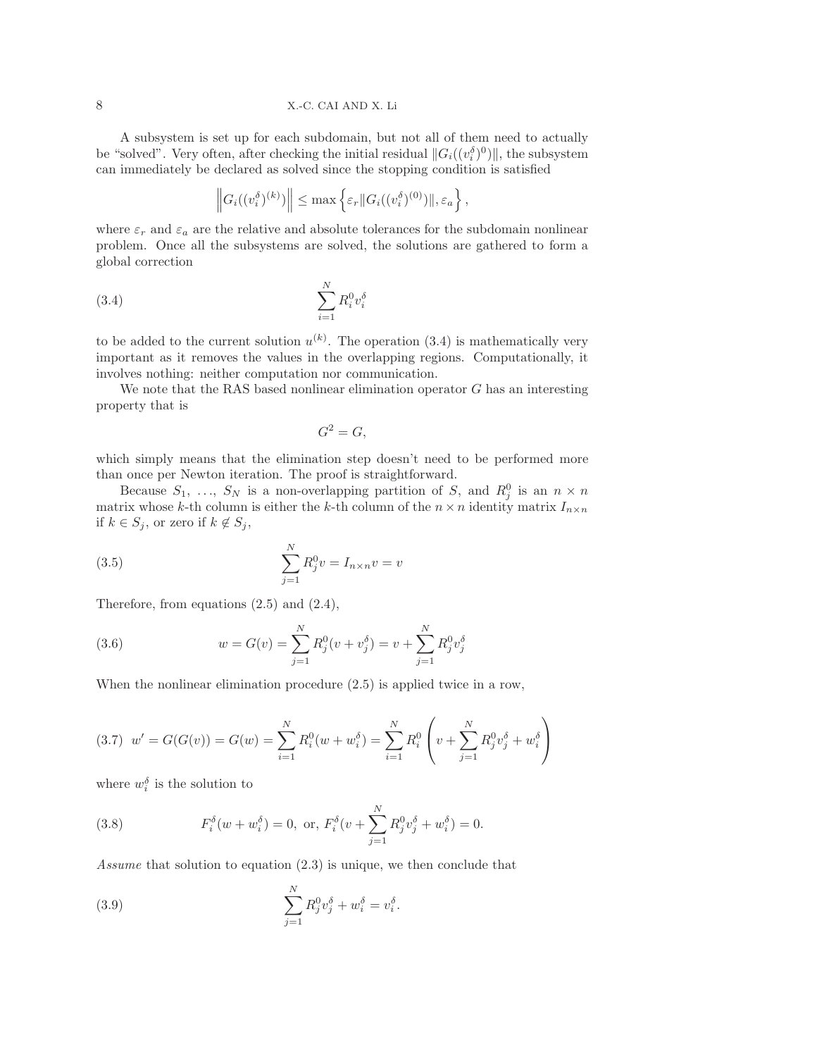A subsystem is set up for each subdomain, but not all of them need to actually be "solved". Very often, after checking the initial residual $\|G_i((v_i^\delta)^0)\|$, the subsystem can immediately be declared as solved since the stopping condition is satisfied

$$\left\|G_i((v_i^\delta)^{(k)})\right\| \leq \max\left\{\varepsilon_r \|G_i((v_i^\delta)^{(0)})\|, \varepsilon_a\right\},$$

where $\varepsilon_r$ and $\varepsilon_a$ are the relative and absolute tolerances for the subdomain nonlinear problem. Once all the subsystems are solved, the solutions are gathered to form a global correction

$$\sum_{i=1}^{N} R_i^0 v_i^\delta \tag{3.4}$$

to be added to the current solution $u^{(k)}$. The operation (3.4) is mathematically very important as it removes the values in the overlapping regions. Computationally, it involves nothing: neither computation nor communication.

We note that the RAS based nonlinear elimination operator $G$ has an interesting property that is

$$G^2 = G,$$

which simply means that the elimination step doesn't need to be performed more than once per Newton iteration. The proof is straightforward.

Because $S_1, \ldots, S_N$ is a non-overlapping partition of $S$, and $R_j^0$ is an $n \times n$ matrix whose $k$-th column is either the $k$-th column of the $n \times n$ identity matrix $I_{n\times n}$ if $k \in S_j$, or zero if $k \notin S_j$,

$$\sum_{j=1}^{N} R_j^0 v = I_{n\times n} v = v \tag{3.5}$$

Therefore, from equations (2.5) and (2.4),

$$w = G(v) = \sum_{j=1}^{N} R_j^0 (v + v_j^\delta) = v + \sum_{j=1}^{N} R_j^0 v_j^\delta \tag{3.6}$$

When the nonlinear elimination procedure (2.5) is applied twice in a row,

$$w' = G(G(v)) = G(w) = \sum_{i=1}^{N} R_i^0 (w + w_i^\delta) = \sum_{i=1}^{N} R_i^0 \left( v + \sum_{j=1}^{N} R_j^0 v_j^\delta + w_i^\delta \right) \tag{3.7}$$

where $w_i^\delta$ is the solution to

$$F_i^\delta (w + w_i^\delta) = 0, \text{ or, } F_i^\delta (v + \sum_{j=1}^{N} R_j^0 v_j^\delta + w_i^\delta) = 0. \tag{3.8}$$

*Assume* that solution to equation (2.3) is unique, we then conclude that

$$\sum_{j=1}^{N} R_j^0 v_j^\delta + w_i^\delta = v_i^\delta. \tag{3.9}$$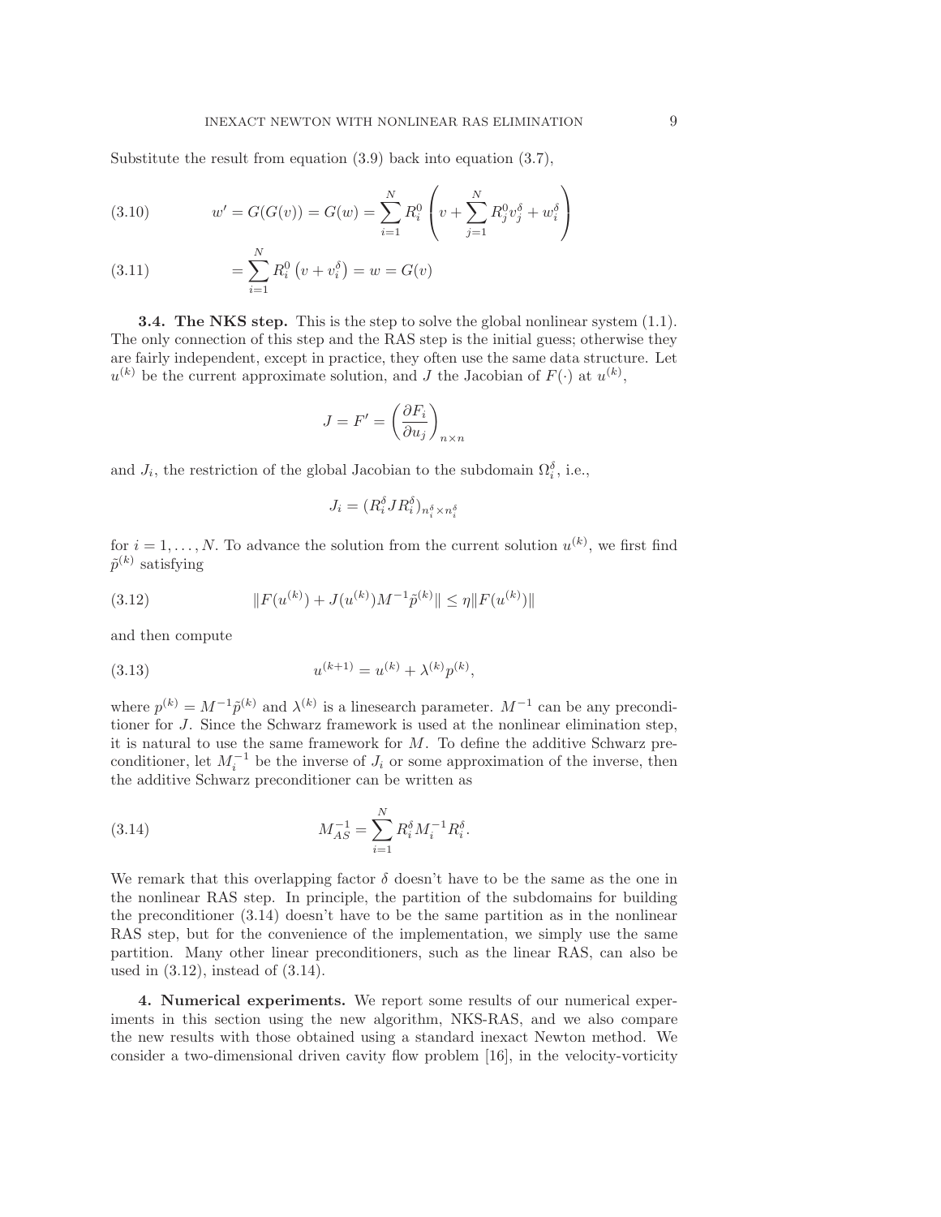Substitute the result from equation (3.9) back into equation (3.7),

$$w' = G(G(v)) = G(w) = \sum_{i=1}^{N} R_i^0 \left( v + \sum_{j=1}^{N} R_j^0 v_j^\delta + w_i^\delta \right) \tag{3.10}$$

$$= \sum_{i=1}^{N} R_i^0 \left( v + v_i^\delta \right) = w = G(v) \tag{3.11}$$

**3.4. The NKS step.** This is the step to solve the global nonlinear system (1.1). The only connection of this step and the RAS step is the initial guess; otherwise they are fairly independent, except in practice, they often use the same data structure. Let $u^{(k)}$ be the current approximate solution, and $J$ the Jacobian of $F(\cdot)$ at $u^{(k)}$,

$$J = F' = \left( \frac{\partial F_i}{\partial u_j} \right)_{n \times n}$$

and $J_i$, the restriction of the global Jacobian to the subdomain $\Omega_i^\delta$, i.e.,

$$J_i = (R_i^\delta J R_i^\delta)_{n_i^\delta \times n_i^\delta}$$

for $i = 1, \ldots, N$. To advance the solution from the current solution $u^{(k)}$, we first find $\tilde{p}^{(k)}$ satisfying

$$\|F(u^{(k)}) + J(u^{(k)}) M^{-1} \tilde{p}^{(k)}\| \leq \eta \|F(u^{(k)})\| \tag{3.12}$$

and then compute

$$u^{(k+1)} = u^{(k)} + \lambda^{(k)} p^{(k)}, \tag{3.13}$$

where $p^{(k)} = M^{-1} \tilde{p}^{(k)}$ and $\lambda^{(k)}$ is a linesearch parameter. $M^{-1}$ can be any preconditioner for $J$. Since the Schwarz framework is used at the nonlinear elimination step, it is natural to use the same framework for $M$. To define the additive Schwarz preconditioner, let $M_i^{-1}$ be the inverse of $J_i$ or some approximation of the inverse, then the additive Schwarz preconditioner can be written as

$$M_{AS}^{-1} = \sum_{i=1}^{N} R_i^\delta M_i^{-1} R_i^\delta. \tag{3.14}$$

We remark that this overlapping factor $\delta$ doesn't have to be the same as the one in the nonlinear RAS step. In principle, the partition of the subdomains for building the preconditioner (3.14) doesn't have to be the same partition as in the nonlinear RAS step, but for the convenience of the implementation, we simply use the same partition. Many other linear preconditioners, such as the linear RAS, can also be used in (3.12), instead of (3.14).

**4. Numerical experiments.** We report some results of our numerical experiments in this section using the new algorithm, NKS-RAS, and we also compare the new results with those obtained using a standard inexact Newton method. We consider a two-dimensional driven cavity flow problem [16], in the velocity-vorticity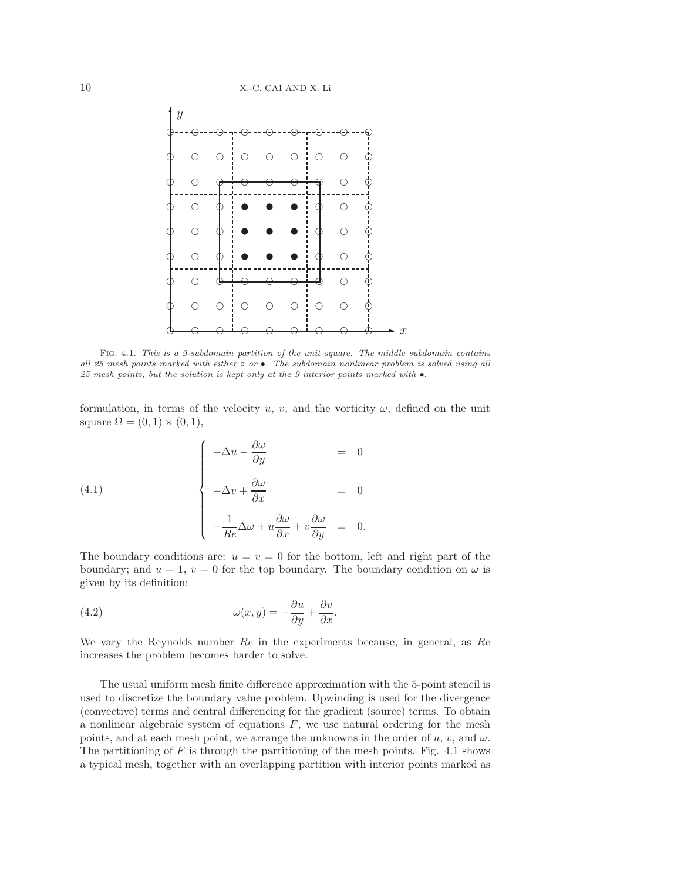FIG. 4.1. *This is a 9-subdomain partition of the unit square. The middle subdomain contains all 25 mesh points marked with either* ◦ *or* •. *The subdomain nonlinear problem is solved using all 25 mesh points, but the solution is kept only at the 9 interior points marked with* •.

formulation, in terms of the velocity $u$, $v$, and the vorticity $\omega$, defined on the unit square $\Omega = (0, 1) \times (0, 1)$,

$$
\begin{cases}
-\Delta u - \dfrac{\partial \omega}{\partial y} & = & 0 \\[2ex]
-\Delta v + \dfrac{\partial \omega}{\partial x} & = & 0 \\[2ex]
-\dfrac{1}{Re}\Delta \omega + u\dfrac{\partial \omega}{\partial x} + v\dfrac{\partial \omega}{\partial y} & = & 0.
\end{cases}
\tag{4.1}
$$

The boundary conditions are: $u = v = 0$ for the bottom, left and right part of the boundary; and $u = 1$, $v = 0$ for the top boundary. The boundary condition on $\omega$ is given by its definition:

$$
\omega(x, y) = -\frac{\partial u}{\partial y} + \frac{\partial v}{\partial x}. \tag{4.2}
$$

We vary the Reynolds number $Re$ in the experiments because, in general, as $Re$ increases the problem becomes harder to solve.

The usual uniform mesh finite difference approximation with the 5-point stencil is used to discretize the boundary value problem. Upwinding is used for the divergence (convective) terms and central differencing for the gradient (source) terms. To obtain a nonlinear algebraic system of equations $F$, we use natural ordering for the mesh points, and at each mesh point, we arrange the unknowns in the order of $u$, $v$, and $\omega$. The partitioning of $F$ is through the partitioning of the mesh points. Fig. 4.1 shows a typical mesh, together with an overlapping partition with interior points marked as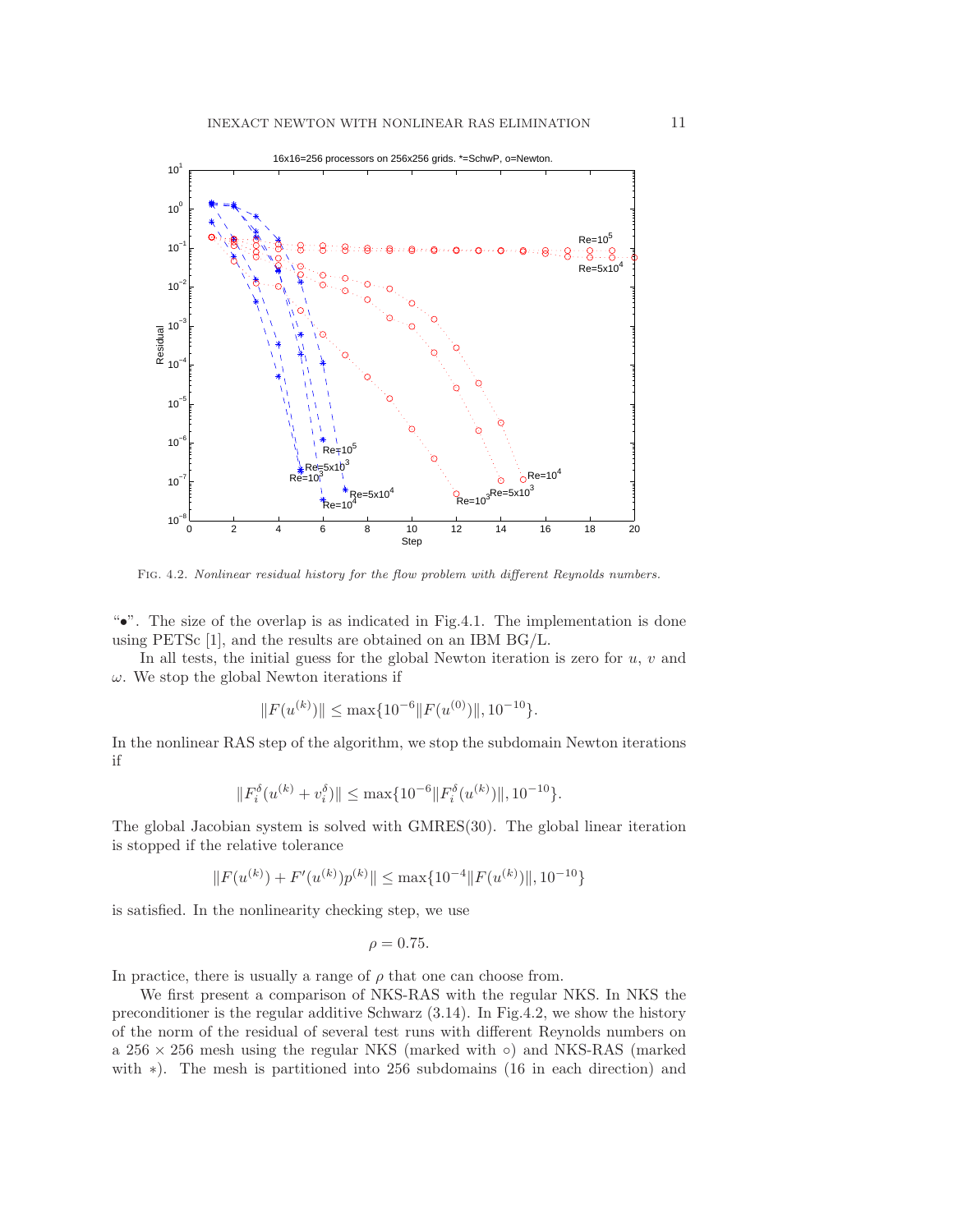FIG. 4.2. *Nonlinear residual history for the flow problem with different Reynolds numbers.*

"•". The size of the overlap is as indicated in Fig.4.1. The implementation is done using PETSc [1], and the results are obtained on an IBM BG/L.

In all tests, the initial guess for the global Newton iteration is zero for $u$, $v$ and $\omega$. We stop the global Newton iterations if

$$\|F(u^{(k)})\| \le \max\{10^{-6}\|F(u^{(0)})\|, 10^{-10}\}.$$

In the nonlinear RAS step of the algorithm, we stop the subdomain Newton iterations if

$$\|F_i^{\delta}(u^{(k)} + v_i^{\delta})\| \le \max\{10^{-6}\|F_i^{\delta}(u^{(k)})\|, 10^{-10}\}.$$

The global Jacobian system is solved with GMRES(30). The global linear iteration is stopped if the relative tolerance

$$\|F(u^{(k)}) + F'(u^{(k)})p^{(k)}\| \le \max\{10^{-4}\|F(u^{(k)})\|, 10^{-10}\}$$

is satisfied. In the nonlinearity checking step, we use

$$\rho = 0.75.$$

In practice, there is usually a range of $\rho$ that one can choose from.

We first present a comparison of NKS-RAS with the regular NKS. In NKS the preconditioner is the regular additive Schwarz (3.14). In Fig.4.2, we show the history of the norm of the residual of several test runs with different Reynolds numbers on a $256 \times 256$ mesh using the regular NKS (marked with $\circ$) and NKS-RAS (marked with $*$). The mesh is partitioned into 256 subdomains (16 in each direction) and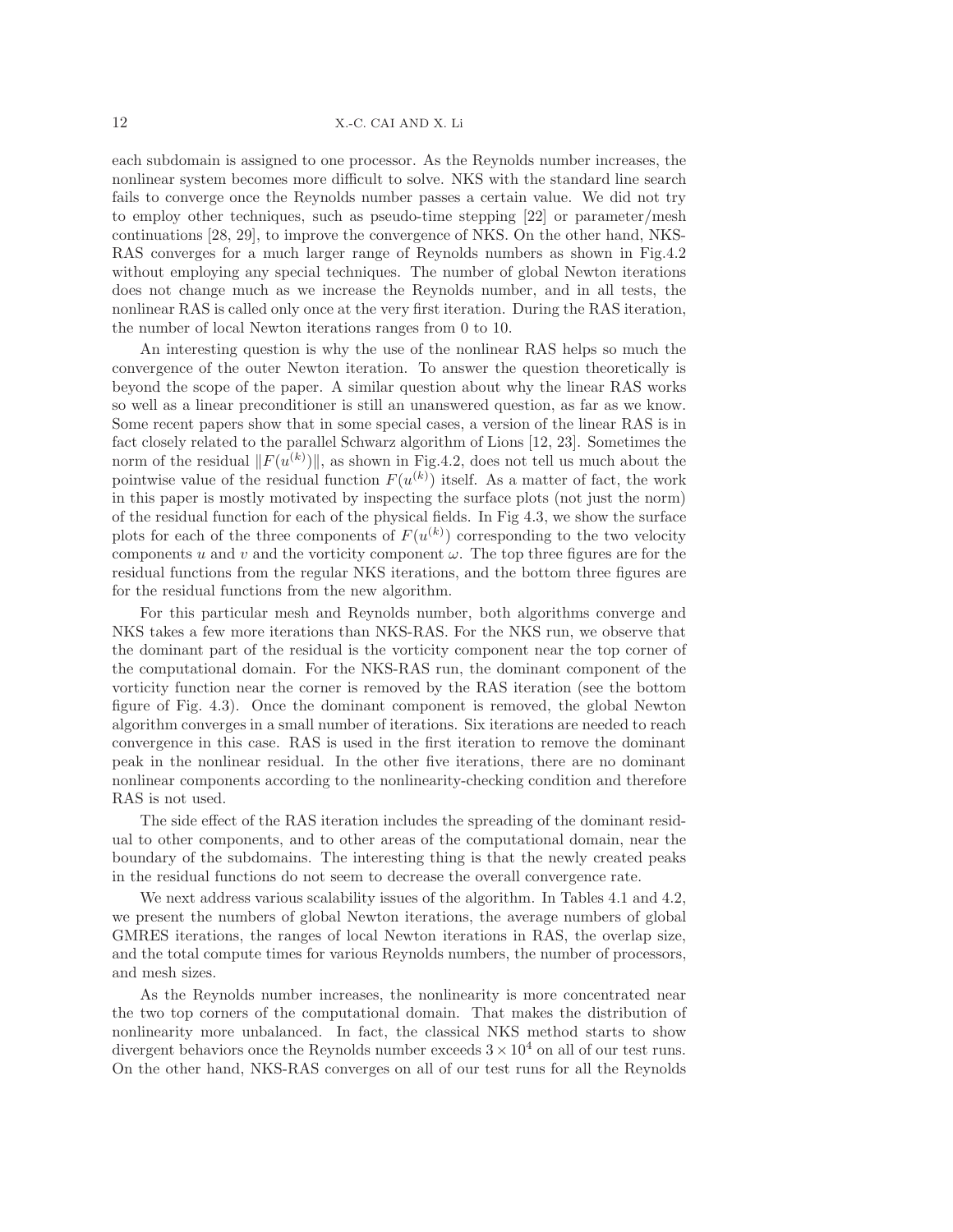each subdomain is assigned to one processor. As the Reynolds number increases, the nonlinear system becomes more difficult to solve. NKS with the standard line search fails to converge once the Reynolds number passes a certain value. We did not try to employ other techniques, such as pseudo-time stepping [22] or parameter/mesh continuations [28, 29], to improve the convergence of NKS. On the other hand, NKS-RAS converges for a much larger range of Reynolds numbers as shown in Fig.4.2 without employing any special techniques. The number of global Newton iterations does not change much as we increase the Reynolds number, and in all tests, the nonlinear RAS is called only once at the very first iteration. During the RAS iteration, the number of local Newton iterations ranges from 0 to 10.

An interesting question is why the use of the nonlinear RAS helps so much the convergence of the outer Newton iteration. To answer the question theoretically is beyond the scope of the paper. A similar question about why the linear RAS works so well as a linear preconditioner is still an unanswered question, as far as we know. Some recent papers show that in some special cases, a version of the linear RAS is in fact closely related to the parallel Schwarz algorithm of Lions [12, 23]. Sometimes the norm of the residual $\|F(u^{(k)})\|$, as shown in Fig.4.2, does not tell us much about the pointwise value of the residual function $F(u^{(k)})$ itself. As a matter of fact, the work in this paper is mostly motivated by inspecting the surface plots (not just the norm) of the residual function for each of the physical fields. In Fig 4.3, we show the surface plots for each of the three components of $F(u^{(k)})$ corresponding to the two velocity components $u$ and $v$ and the vorticity component $\omega$. The top three figures are for the residual functions from the regular NKS iterations, and the bottom three figures are for the residual functions from the new algorithm.

For this particular mesh and Reynolds number, both algorithms converge and NKS takes a few more iterations than NKS-RAS. For the NKS run, we observe that the dominant part of the residual is the vorticity component near the top corner of the computational domain. For the NKS-RAS run, the dominant component of the vorticity function near the corner is removed by the RAS iteration (see the bottom figure of Fig. 4.3). Once the dominant component is removed, the global Newton algorithm converges in a small number of iterations. Six iterations are needed to reach convergence in this case. RAS is used in the first iteration to remove the dominant peak in the nonlinear residual. In the other five iterations, there are no dominant nonlinear components according to the nonlinearity-checking condition and therefore RAS is not used.

The side effect of the RAS iteration includes the spreading of the dominant residual to other components, and to other areas of the computational domain, near the boundary of the subdomains. The interesting thing is that the newly created peaks in the residual functions do not seem to decrease the overall convergence rate.

We next address various scalability issues of the algorithm. In Tables 4.1 and 4.2, we present the numbers of global Newton iterations, the average numbers of global GMRES iterations, the ranges of local Newton iterations in RAS, the overlap size, and the total compute times for various Reynolds numbers, the number of processors, and mesh sizes.

As the Reynolds number increases, the nonlinearity is more concentrated near the two top corners of the computational domain. That makes the distribution of nonlinearity more unbalanced. In fact, the classical NKS method starts to show divergent behaviors once the Reynolds number exceeds $3 \times 10^4$ on all of our test runs. On the other hand, NKS-RAS converges on all of our test runs for all the Reynolds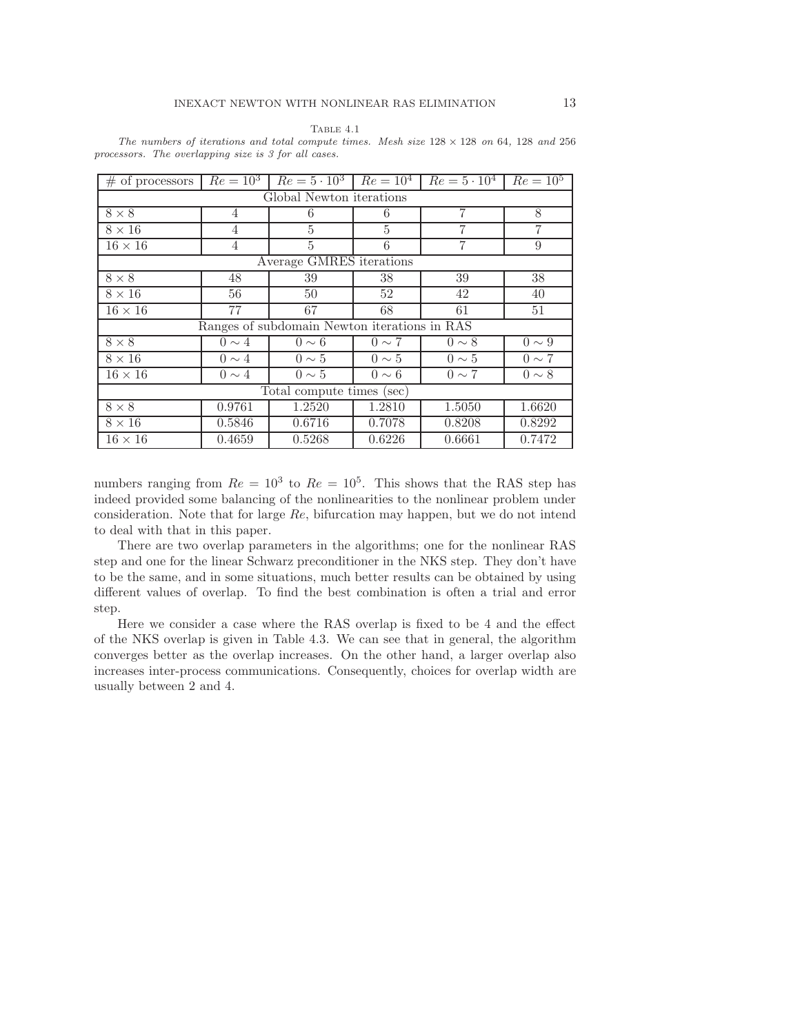Table 4.1

*The numbers of iterations and total compute times. Mesh size $128 \times 128$ on 64, 128 and 256 processors. The overlapping size is 3 for all cases.*

| # of processors | $Re = 10^3$ | $Re = 5 \cdot 10^3$ | $Re = 10^4$ | $Re = 5 \cdot 10^4$ | $Re = 10^5$ |
|---|---|---|---|---|---|
| Global Newton iterations | | | | | |
| $8 \times 8$ | 4 | 6 | 6 | 7 | 8 |
| $8 \times 16$ | 4 | 5 | 5 | 7 | 7 |
| $16 \times 16$ | 4 | 5 | 6 | 7 | 9 |
| Average GMRES iterations | | | | | |
| $8 \times 8$ | 48 | 39 | 38 | 39 | 38 |
| $8 \times 16$ | 56 | 50 | 52 | 42 | 40 |
| $16 \times 16$ | 77 | 67 | 68 | 61 | 51 |
| Ranges of subdomain Newton iterations in RAS | | | | | |
| $8 \times 8$ | $0 \sim 4$ | $0 \sim 6$ | $0 \sim 7$ | $0 \sim 8$ | $0 \sim 9$ |
| $8 \times 16$ | $0 \sim 4$ | $0 \sim 5$ | $0 \sim 5$ | $0 \sim 5$ | $0 \sim 7$ |
| $16 \times 16$ | $0 \sim 4$ | $0 \sim 5$ | $0 \sim 6$ | $0 \sim 7$ | $0 \sim 8$ |
| Total compute times (sec) | | | | | |
| $8 \times 8$ | 0.9761 | 1.2520 | 1.2810 | 1.5050 | 1.6620 |
| $8 \times 16$ | 0.5846 | 0.6716 | 0.7078 | 0.8208 | 0.8292 |
| $16 \times 16$ | 0.4659 | 0.5268 | 0.6226 | 0.6661 | 0.7472 |

numbers ranging from $Re = 10^3$ to $Re = 10^5$. This shows that the RAS step has indeed provided some balancing of the nonlinearities to the nonlinear problem under consideration. Note that for large $Re$, bifurcation may happen, but we do not intend to deal with that in this paper.

There are two overlap parameters in the algorithms; one for the nonlinear RAS step and one for the linear Schwarz preconditioner in the NKS step. They don't have to be the same, and in some situations, much better results can be obtained by using different values of overlap. To find the best combination is often a trial and error step.

Here we consider a case where the RAS overlap is fixed to be 4 and the effect of the NKS overlap is given in Table 4.3. We can see that in general, the algorithm converges better as the overlap increases. On the other hand, a larger overlap also increases inter-process communications. Consequently, choices for overlap width are usually between 2 and 4.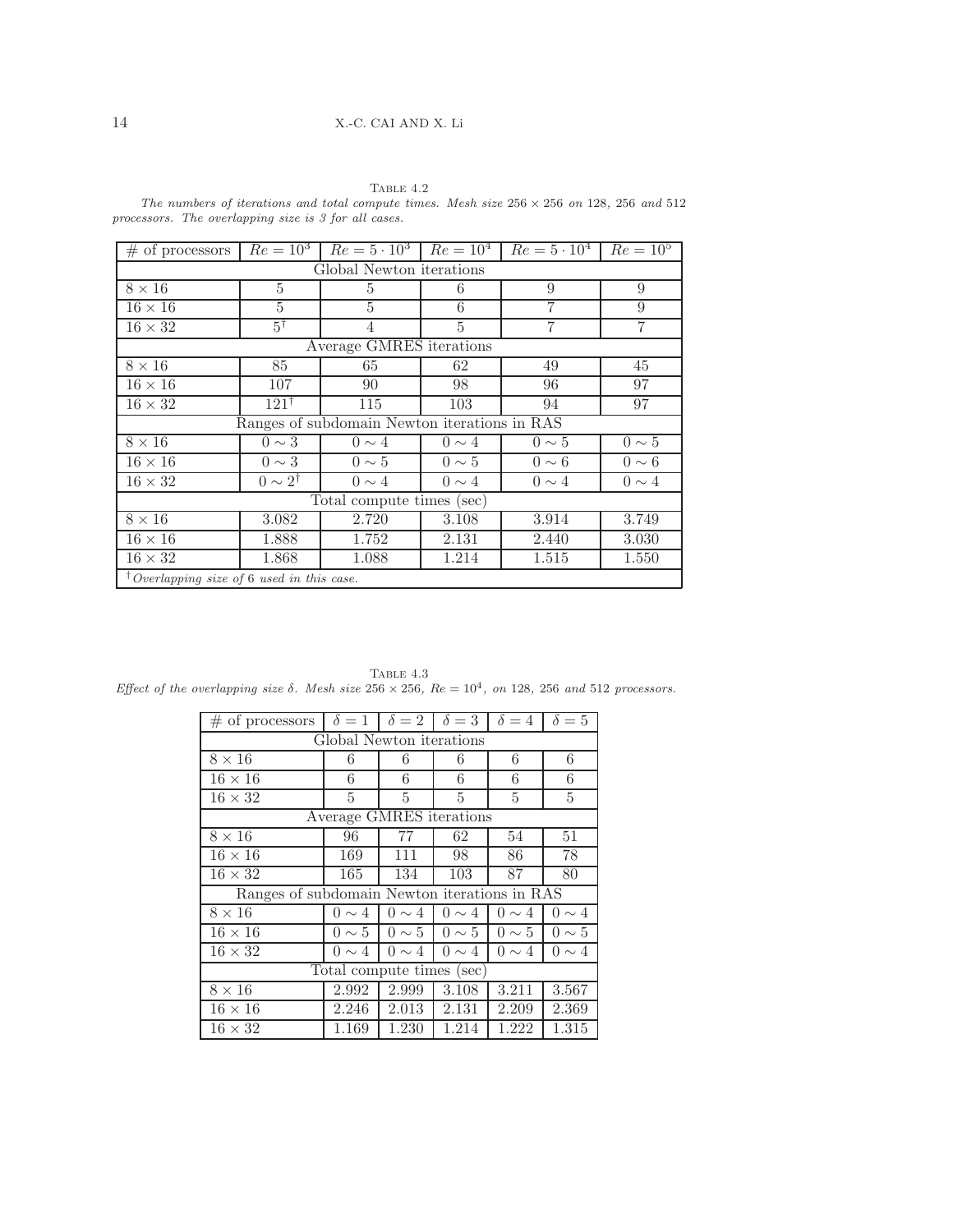TABLE 4.2

*The numbers of iterations and total compute times. Mesh size $256 \times 256$ on 128, 256 and 512 processors. The overlapping size is 3 for all cases.*

| # of processors | $Re = 10^3$ | $Re = 5 \cdot 10^3$ | $Re = 10^4$ | $Re = 5 \cdot 10^4$ | $Re = 10^5$ |
|---|---|---|---|---|---|
| Global Newton iterations | | | | | |
| $8 \times 16$ | 5 | 5 | 6 | 9 | 9 |
| $16 \times 16$ | 5 | 5 | 6 | 7 | 9 |
| $16 \times 32$ | $5^\dagger$ | 4 | 5 | 7 | 7 |
| Average GMRES iterations | | | | | |
| $8 \times 16$ | 85 | 65 | 62 | 49 | 45 |
| $16 \times 16$ | 107 | 90 | 98 | 96 | 97 |
| $16 \times 32$ | $121^\dagger$ | 115 | 103 | 94 | 97 |
| Ranges of subdomain Newton iterations in RAS | | | | | |
| $8 \times 16$ | $0 \sim 3$ | $0 \sim 4$ | $0 \sim 4$ | $0 \sim 5$ | $0 \sim 5$ |
| $16 \times 16$ | $0 \sim 3$ | $0 \sim 5$ | $0 \sim 5$ | $0 \sim 6$ | $0 \sim 6$ |
| $16 \times 32$ | $0 \sim 2^\dagger$ | $0 \sim 4$ | $0 \sim 4$ | $0 \sim 4$ | $0 \sim 4$ |
| Total compute times (sec) | | | | | |
| $8 \times 16$ | 3.082 | 2.720 | 3.108 | 3.914 | 3.749 |
| $16 \times 16$ | 1.888 | 1.752 | 2.131 | 2.440 | 3.030 |
| $16 \times 32$ | 1.868 | 1.088 | 1.214 | 1.515 | 1.550 |

$^\dagger$*Overlapping size of 6 used in this case.*

TABLE 4.3

*Effect of the overlapping size $\delta$. Mesh size $256 \times 256$, $Re = 10^4$, on 128, 256 and 512 processors.*

| # of processors | $\delta = 1$ | $\delta = 2$ | $\delta = 3$ | $\delta = 4$ | $\delta = 5$ |
|---|---|---|---|---|---|
| Global Newton iterations | | | | | |
| $8 \times 16$ | 6 | 6 | 6 | 6 | 6 |
| $16 \times 16$ | 6 | 6 | 6 | 6 | 6 |
| $16 \times 32$ | 5 | 5 | 5 | 5 | 5 |
| Average GMRES iterations | | | | | |
| $8 \times 16$ | 96 | 77 | 62 | 54 | 51 |
| $16 \times 16$ | 169 | 111 | 98 | 86 | 78 |
| $16 \times 32$ | 165 | 134 | 103 | 87 | 80 |
| Ranges of subdomain Newton iterations in RAS | | | | | |
| $8 \times 16$ | $0 \sim 4$ | $0 \sim 4$ | $0 \sim 4$ | $0 \sim 4$ | $0 \sim 4$ |
| $16 \times 16$ | $0 \sim 5$ | $0 \sim 5$ | $0 \sim 5$ | $0 \sim 5$ | $0 \sim 5$ |
| $16 \times 32$ | $0 \sim 4$ | $0 \sim 4$ | $0 \sim 4$ | $0 \sim 4$ | $0 \sim 4$ |
| Total compute times (sec) | | | | | |
| $8 \times 16$ | 2.992 | 2.999 | 3.108 | 3.211 | 3.567 |
| $16 \times 16$ | 2.246 | 2.013 | 2.131 | 2.209 | 2.369 |
| $16 \times 32$ | 1.169 | 1.230 | 1.214 | 1.222 | 1.315 |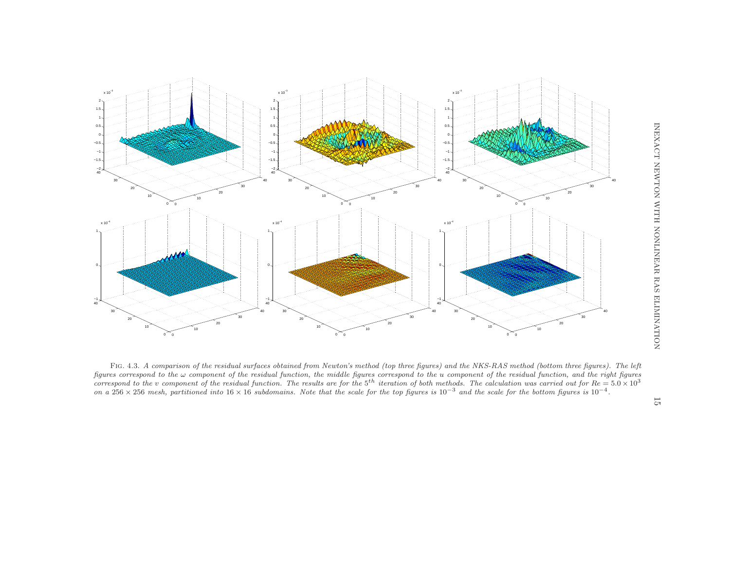FIG. 4.3. *A comparison of the residual surfaces obtained from Newton's method (top three figures) and the NKS-RAS method (bottom three figures). The left figures correspond to the $\omega$ component of the residual function, the middle figures correspond to the $u$ component of the residual function, and the right figures correspond to the $v$ component of the residual function. The results are for the $5^{th}$ iteration of both methods. The calculation was carried out for $Re = 5.0 \times 10^3$ on a $256 \times 256$ mesh, partitioned into $16 \times 16$ subdomains. Note that the scale for the top figures is $10^{-3}$ and the scale for the bottom figures is $10^{-4}$.*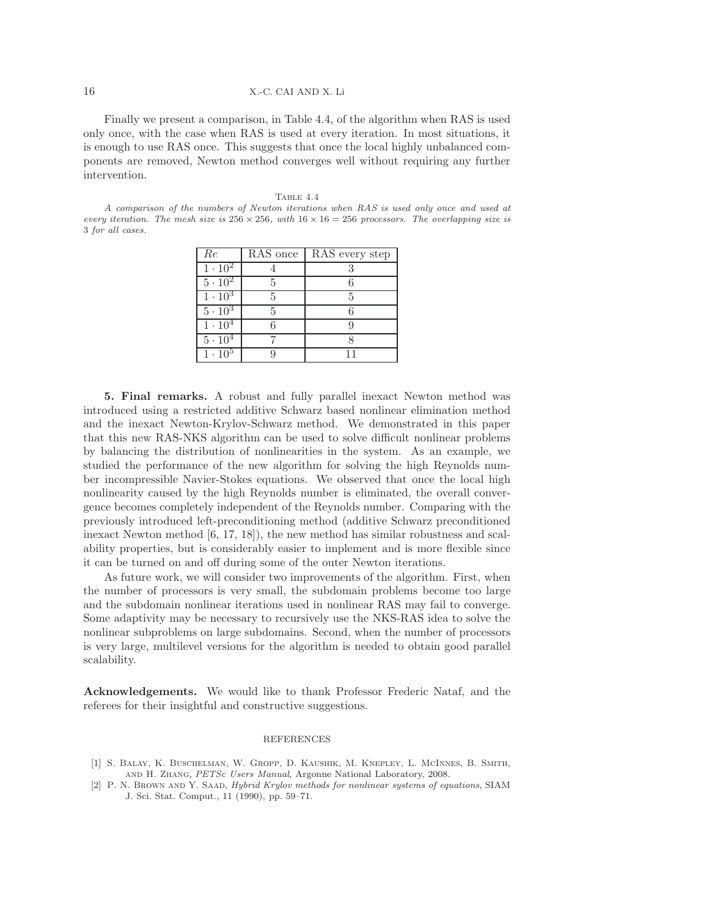Finally we present a comparison, in Table 4.4, of the algorithm when RAS is used only once, with the case when RAS is used at every iteration. In most situations, it is enough to use RAS once. This suggests that once the local highly unbalanced components are removed, Newton method converges well without requiring any further intervention.

Table 4.4

*A comparison of the numbers of Newton iterations when RAS is used only once and used at every iteration. The mesh size is $256 \times 256$, with $16 \times 16 = 256$ processors. The overlapping size is 3 for all cases.*

| $Re$ | RAS once | RAS every step |
|---|---|---|
| $1 \cdot 10^2$ | 4 | 3 |
| $5 \cdot 10^2$ | 5 | 6 |
| $1 \cdot 10^3$ | 5 | 5 |
| $5 \cdot 10^3$ | 5 | 6 |
| $1 \cdot 10^4$ | 6 | 9 |
| $5 \cdot 10^4$ | 7 | 8 |
| $1 \cdot 10^5$ | 9 | 11 |

**5. Final remarks.** A robust and fully parallel inexact Newton method was introduced using a restricted additive Schwarz based nonlinear elimination method and the inexact Newton-Krylov-Schwarz method. We demonstrated in this paper that this new RAS-NKS algorithm can be used to solve difficult nonlinear problems by balancing the distribution of nonlinearities in the system. As an example, we studied the performance of the new algorithm for solving the high Reynolds number incompressible Navier-Stokes equations. We observed that once the local high nonlinearity caused by the high Reynolds number is eliminated, the overall convergence becomes completely independent of the Reynolds number. Comparing with the previously introduced left-preconditioning method (additive Schwarz preconditioned inexact Newton method [6, 17, 18]), the new method has similar robustness and scalability properties, but is considerably easier to implement and is more flexible since it can be turned on and off during some of the outer Newton iterations.

As future work, we will consider two improvements of the algorithm. First, when the number of processors is very small, the subdomain problems become too large and the subdomain nonlinear iterations used in nonlinear RAS may fail to converge. Some adaptivity may be necessary to recursively use the NKS-RAS idea to solve the nonlinear subproblems on large subdomains. Second, when the number of processors is very large, multilevel versions for the algorithm is needed to obtain good parallel scalability.

**Acknowledgements.** We would like to thank Professor Frederic Nataf, and the referees for their insightful and constructive suggestions.

## REFERENCES

[1] S. Balay, K. Buschelman, W. Gropp, D. Kaushik, M. Knepley, L. McInnes, B. Smith, and H. Zhang, *PETSc Users Manual*, Argonne National Laboratory, 2008.

[2] P. N. Brown and Y. Saad, *Hybrid Krylov methods for nonlinear systems of equations*, SIAM J. Sci. Stat. Comput., 11 (1990), pp. 59–71.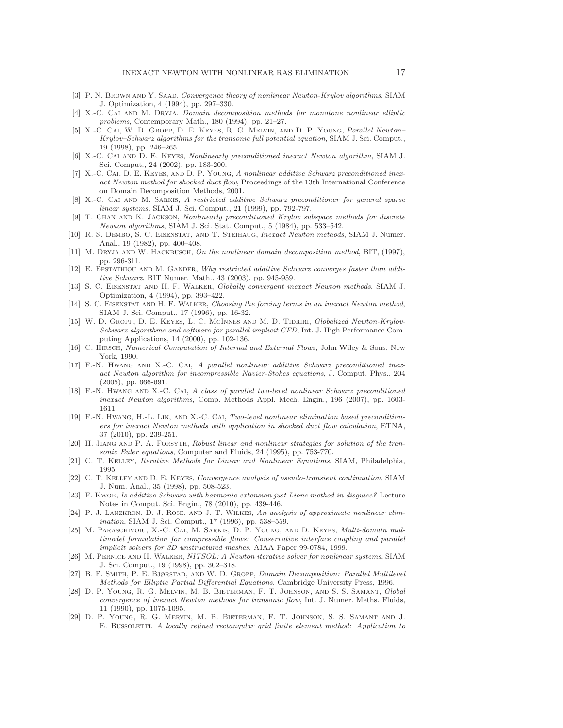[3] P. N. Brown and Y. Saad, *Convergence theory of nonlinear Newton-Krylov algorithms*, SIAM J. Optimization, 4 (1994), pp. 297–330.

[4] X.-C. Cai and M. Dryja, *Domain decomposition methods for monotone nonlinear elliptic problems*, Contemporary Math., 180 (1994), pp. 21–27.

[5] X.-C. Cai, W. D. Gropp, D. E. Keyes, R. G. Melvin, and D. P. Young, *Parallel Newton–Krylov–Schwarz algorithms for the transonic full potential equation*, SIAM J. Sci. Comput., 19 (1998), pp. 246–265.

[6] X.-C. Cai and D. E. Keyes, *Nonlinearly preconditioned inexact Newton algorithm*, SIAM J. Sci. Comput., 24 (2002), pp. 183-200.

[7] X.-C. Cai, D. E. Keyes, and D. P. Young, *A nonlinear additive Schwarz preconditioned inexact Newton method for shocked duct flow*, Proceedings of the 13th International Conference on Domain Decomposition Methods, 2001.

[8] X.-C. Cai and M. Sarkis, *A restricted additive Schwarz preconditioner for general sparse linear systems,* SIAM J. Sci. Comput., 21 (1999), pp. 792-797.

[9] T. Chan and K. Jackson, *Nonlinearly preconditioned Krylov subspace methods for discrete Newton algorithms*, SIAM J. Sci. Stat. Comput., 5 (1984), pp. 533–542.

[10] R. S. Dembo, S. C. Eisenstat, and T. Steihaug, *Inexact Newton methods*, SIAM J. Numer. Anal., 19 (1982), pp. 400–408.

[11] M. Dryja and W. Hackbusch, *On the nonlinear domain decomposition method*, BIT, (1997), pp. 296-311.

[12] E. Efstathiou and M. Gander, *Why restricted additive Schwarz converges faster than additive Schwarz*, BIT Numer. Math., 43 (2003), pp. 945-959.

[13] S. C. Eisenstat and H. F. Walker, *Globally convergent inexact Newton methods*, SIAM J. Optimization, 4 (1994), pp. 393–422.

[14] S. C. Eisenstat and H. F. Walker, *Choosing the forcing terms in an inexact Newton method*, SIAM J. Sci. Comput., 17 (1996), pp. 16-32.

[15] W. D. Gropp, D. E. Keyes, L. C. McInnes and M. D. Tidriri, *Globalized Newton-Krylov-Schwarz algorithms and software for parallel implicit CFD*, Int. J. High Performance Computing Applications, 14 (2000), pp. 102-136.

[16] C. Hirsch, *Numerical Computation of Internal and External Flows*, John Wiley & Sons, New York, 1990.

[17] F.-N. Hwang and X.-C. Cai, *A parallel nonlinear additive Schwarz preconditioned inexact Newton algorithm for incompressible Navier-Stokes equations*, J. Comput. Phys., 204 (2005), pp. 666-691.

[18] F.-N. Hwang and X.-C. Cai, *A class of parallel two-level nonlinear Schwarz preconditioned inexact Newton algorithms*, Comp. Methods Appl. Mech. Engin., 196 (2007), pp. 1603-1611.

[19] F.-N. Hwang, H.-L. Lin, and X.-C. Cai, *Two-level nonlinear elimination based preconditioners for inexact Newton methods with application in shocked duct flow calculation*, ETNA, 37 (2010), pp. 239-251.

[20] H. Jiang and P. A. Forsyth, *Robust linear and nonlinear strategies for solution of the transonic Euler equations*, Computer and Fluids, 24 (1995), pp. 753-770.

[21] C. T. Kelley, *Iterative Methods for Linear and Nonlinear Equations*, SIAM, Philadelphia, 1995.

[22] C. T. Kelley and D. E. Keyes, *Convergence analysis of pseudo-transient continuation*, SIAM J. Num. Anal., 35 (1998), pp. 508-523.

[23] F. Kwok, *Is additive Schwarz with harmonic extension just Lions method in disguise?* Lecture Notes in Comput. Sci. Engin., 78 (2010), pp. 439-446.

[24] P. J. Lanzkron, D. J. Rose, and J. T. Wilkes, *An analysis of approximate nonlinear elimination*, SIAM J. Sci. Comput., 17 (1996), pp. 538–559.

[25] M. Paraschivoiu, X.-C. Cai, M. Sarkis, D. P. Young, and D. Keyes, *Multi-domain multimodel formulation for compressible flows: Conservative interface coupling and parallel implicit solvers for 3D unstructured meshes*, AIAA Paper 99-0784, 1999.

[26] M. Pernice and H. Walker, *NITSOL: A Newton iterative solver for nonlinear systems*, SIAM J. Sci. Comput., 19 (1998), pp. 302–318.

[27] B. F. Smith, P. E. Bjørstad, and W. D. Gropp, *Domain Decomposition: Parallel Multilevel Methods for Elliptic Partial Differential Equations*, Cambridge University Press, 1996.

[28] D. P. Young, R. G. Melvin, M. B. Bieterman, F. T. Johnson, and S. S. Samant, *Global convergence of inexact Newton methods for transonic flow*, Int. J. Numer. Meths. Fluids, 11 (1990), pp. 1075-1095.

[29] D. P. Young, R. G. Mervin, M. B. Bieterman, F. T. Johnson, S. S. Samant and J. E. Bussoletti, *A locally refined rectangular grid finite element method: Application to*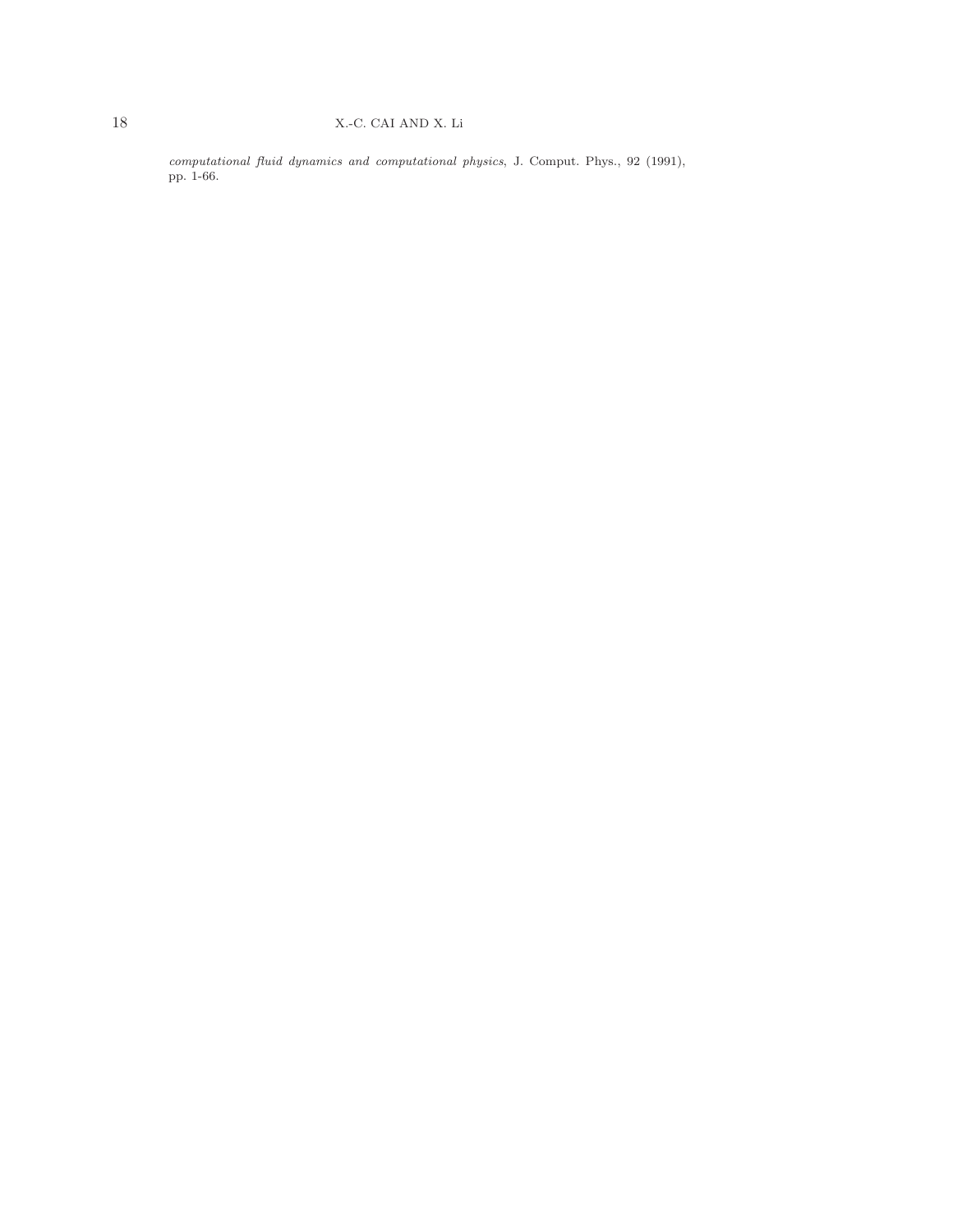*computational fluid dynamics and computational physics*, J. Comput. Phys., 92 (1991), pp. 1-66.